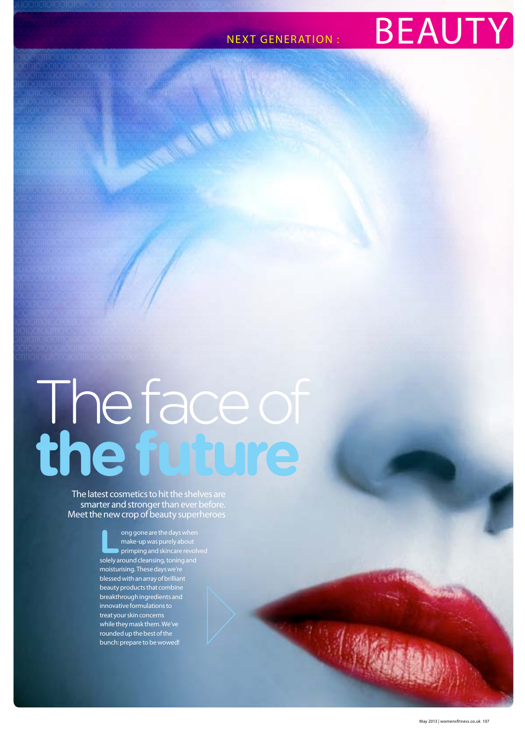NEXT GENERATION: BEAUTY

# The face of the future

The latest cosmetics to hit the shelves are smarter and stronger than ever before. Meet the new crop of beauty superheroes

Long gone are the days when make-up was purely about primping and skincare revolved solely around cleansing, toning and moisturising. These days we're blessed with an array of brilliant beauty products that combine breakthrough ingredients and innovative formulations to treat your skin concerns while they mask them. We've rounded up the best of the bunch: prepare to be wowed!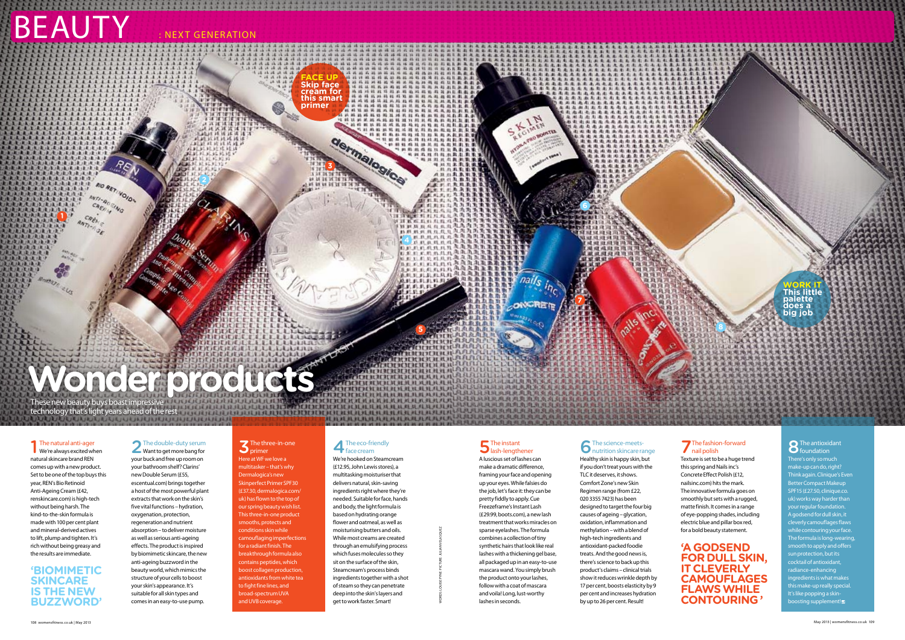# BEAUTY : NEXT GENERATION

# Wonder products

These new beauty buys boast impressive technology that's light years ahead of the rest

**FACE UP** Skip face cream for this smart primer

**WORK IT** This little palette does a big job

## 1 The natural anti-ager

We're always excited when natural skincare brand REN comes up with a new product. Set to be one of the top buys this year, REN's Bio Retinoid Anti-Ageing Cream (£42, renskincare.com) is high-tech without being harsh. The kind-to-the-skin formula is made with 100 per cent plant and mineral-derived actives to lift, plump and tighten. It's rich without being greasy and the results are immediate.

**'BIOMIMETIC SKINCARE IS THE NEW BUZZWORD'**

## 2 The double-duty serum

Want to get more bang for your buck and free up room on your bathroom shelf? Clarins' new Double Serum (£55, escentual.com) brings together a host of the most powerful plant extracts that work on the skin's five vital functions – hydration, oxygenation, protection, regeneration and nutrient absorption – to deliver moisture as well as serious anti-ageing effects. The product is inspired by biomimetic skincare, the new anti-ageing buzzword in the beauty world, which mimics the structure of your cells to boost your skin's appearance. It's suitable for all skin types and comes in an easy-to-use pump.

## 3 The three-in-one primer

Here at WF we love a multitasker – that's why Dermalogica's new Skinperfect Primer SPF30 (£37.30, dermalogica.com/uk) has flown to the top of our spring beauty wish list. This three-in-one product smooths, protects and conditions skin while camouflaging imperfections for a radiant finish. The breakthrough formula also contains peptides, which boost collagen production, antioxidants from white tea to fight fine lines, and broad-spectrum UVA and UVB coverage.

## 4 The eco-friendly face cream

We're hooked on Steamcream (£12.95, John Lewis stores), a multitasking moisturiser that delivers natural, skin-saving ingredients right where they're needed. Suitable for face, hands and body, the light formula is based on hydrating orange flower and oatmeal, as well as moisturising butters and oils. While most creams are created through an emulsifying process which fuses molecules so they sit on the surface of the skin, Steamcream's process binds ingredients together with a shot of steam so they can penetrate deep into the skin's layers and get to work faster. Smart!

WORDS: LOUISE PYNE. PICTURE: JULIAN VELASQUEZ

## 5 The instant lash-lengthener

A luscious set of lashes can make a dramatic difference, framing your face and opening up your eyes. While falsies do the job, let's face it: they can be pretty fiddly to apply. Cue Freezeframe's Instant Lash (£29.99, boots.com), a new lash treatment that works miracles on sparse eyelashes. The formula combines a collection of tiny synthetic hairs that look like real lashes with a thickening gel base, all packaged up in an easy-to-use mascara wand. You simply brush the product onto your lashes, follow with a coat of mascara and voila! Long, lust-worthy lashes in seconds.

## 6 The science-meets-nutrition skincare range

Healthy skin is happy skin, but if you don't treat yours with the TLC it deserves, it shows. Comfort Zone's new Skin Regimen range (from £22, 020 3355 7423) has been designed to target the four big causes of ageing – glycation, oxidation, inflammation and methylation – with a blend of high-tech ingredients and antioxidant-packed foodie treats. And the good news is, there's science to back up this product's claims – clinical trials show it reduces wrinkle depth by 17 per cent, boosts elasticity by 9 per cent and increases hydration by up to 26 per cent. Result!

## 7 The fashion-forward nail polish

Texture is set to be a huge trend this spring and Nails inc's Concrete Effect Polish (£12, nailsinc.com) hits the mark. The innovative formula goes on smoothly but sets with a rugged, matte finish. It comes in a range of eye-popping shades, including electric blue and pillar box red, for a bold beauty statement.

**'A GODSEND FOR DULL SKIN, IT CLEVERLY CAMOUFLAGES FLAWS WHILE CONTOURING'**

## 8 The antioxidant foundation

There's only so much make-up can do, right? Think again. Clinique's Even Better Compact Makeup SPF15 (£27.50, clinique.co.uk) works way harder than your regular foundation. A godsend for dull skin, it cleverly camouflages flaws while contouring your face. The formula is long-wearing, smooth to apply and offers sun protection, but its cocktail of antioxidant, radiance-enhancing ingredients is what makes this make-up really special. It's like popping a skin-boosting supplement!